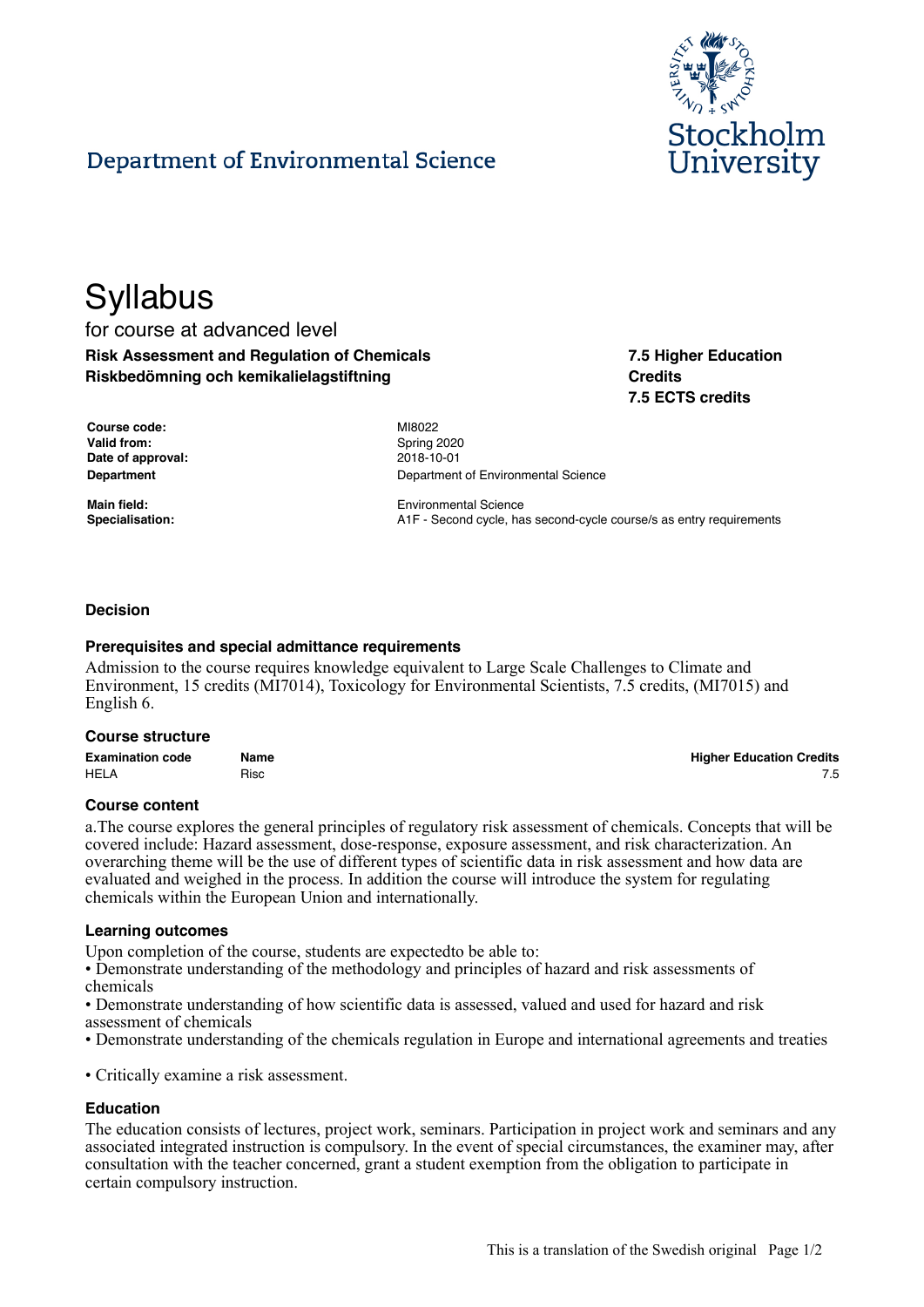Department of Environmental Science

Stockholm University

# Syllabus

for course at advanced level

**Risk Assessment and Regulation of Chemicals**
**Riskbedömning och kemikalielagstiftning**

**7.5 Higher Education Credits**
**7.5 ECTS credits**

| | |
|---|---|
| **Course code:** | MI8022 |
| **Valid from:** | Spring 2020 |
| **Date of approval:** | 2018-10-01 |
| **Department** | Department of Environmental Science |
| **Main field:** | Environmental Science |
| **Specialisation:** | A1F - Second cycle, has second-cycle course/s as entry requirements |

### Decision

### Prerequisites and special admittance requirements

Admission to the course requires knowledge equivalent to Large Scale Challenges to Climate and Environment, 15 credits (MI7014), Toxicology for Environmental Scientists, 7.5 credits, (MI7015) and English 6.

### Course structure

| Examination code | Name | Higher Education Credits |
|---|---|---|
| HELA | Risc | 7.5 |

### Course content

a.The course explores the general principles of regulatory risk assessment of chemicals. Concepts that will be covered include: Hazard assessment, dose-response, exposure assessment, and risk characterization. An overarching theme will be the use of different types of scientific data in risk assessment and how data are evaluated and weighed in the process. In addition the course will introduce the system for regulating chemicals within the European Union and internationally.

### Learning outcomes

Upon completion of the course, students are expectedto be able to:

- Demonstrate understanding of the methodology and principles of hazard and risk assessments of chemicals
- Demonstrate understanding of how scientific data is assessed, valued and used for hazard and risk assessment of chemicals
- Demonstrate understanding of the chemicals regulation in Europe and international agreements and treaties
- Critically examine a risk assessment.

### Education

The education consists of lectures, project work, seminars. Participation in project work and seminars and any associated integrated instruction is compulsory. In the event of special circumstances, the examiner may, after consultation with the teacher concerned, grant a student exemption from the obligation to participate in certain compulsory instruction.

This is a translation of the Swedish original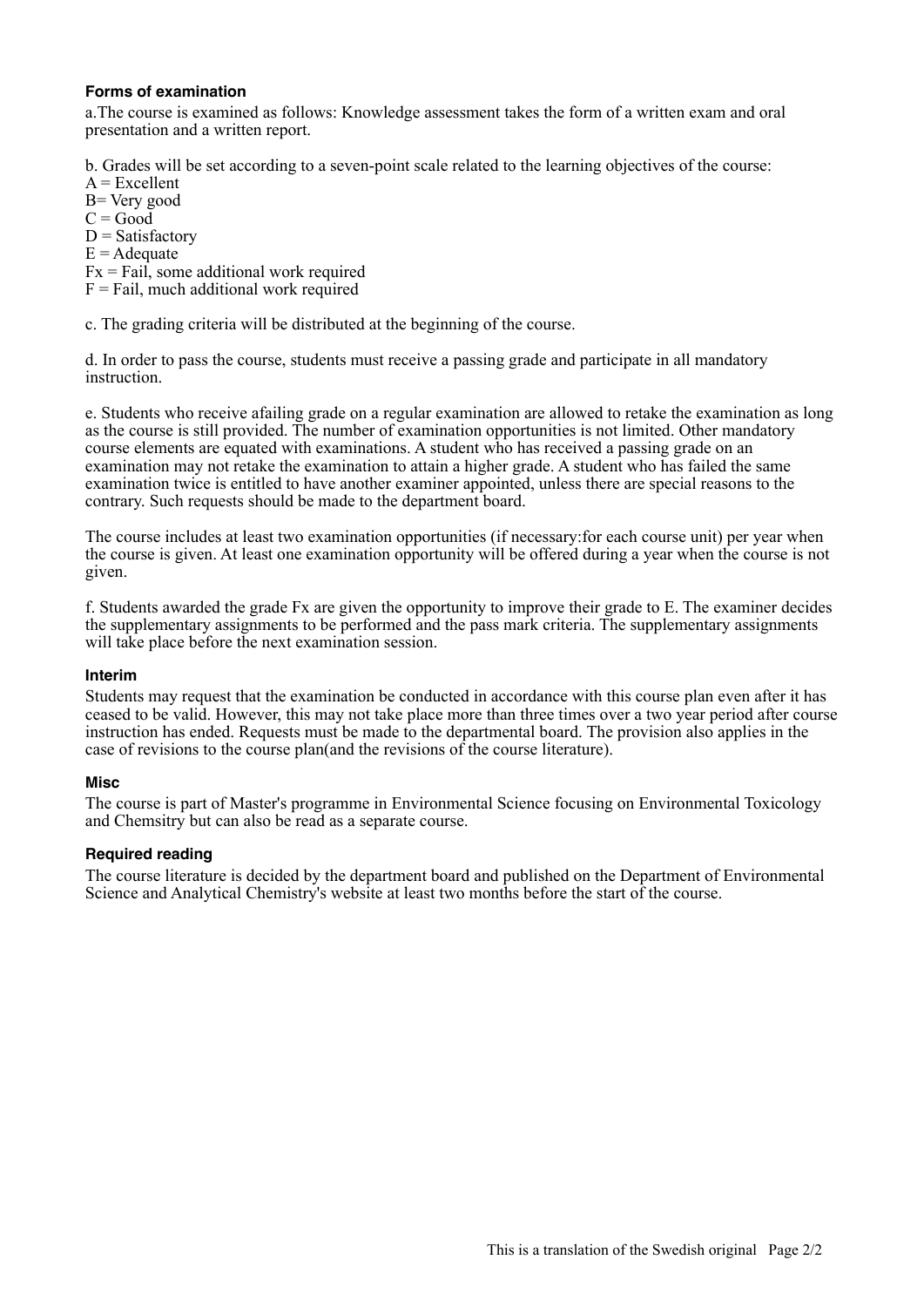### Forms of examination

a.The course is examined as follows: Knowledge assessment takes the form of a written exam and oral presentation and a written report.

b. Grades will be set according to a seven-point scale related to the learning objectives of the course:
A = Excellent
B= Very good
C = Good
D = Satisfactory
E = Adequate
Fx = Fail, some additional work required
F = Fail, much additional work required

c. The grading criteria will be distributed at the beginning of the course.

d. In order to pass the course, students must receive a passing grade and participate in all mandatory instruction.

e. Students who receive afailing grade on a regular examination are allowed to retake the examination as long as the course is still provided. The number of examination opportunities is not limited. Other mandatory course elements are equated with examinations. A student who has received a passing grade on an examination may not retake the examination to attain a higher grade. A student who has failed the same examination twice is entitled to have another examiner appointed, unless there are special reasons to the contrary. Such requests should be made to the department board.

The course includes at least two examination opportunities (if necessary:for each course unit) per year when the course is given. At least one examination opportunity will be offered during a year when the course is not given.

f. Students awarded the grade Fx are given the opportunity to improve their grade to E. The examiner decides the supplementary assignments to be performed and the pass mark criteria. The supplementary assignments will take place before the next examination session.

### Interim

Students may request that the examination be conducted in accordance with this course plan even after it has ceased to be valid. However, this may not take place more than three times over a two year period after course instruction has ended. Requests must be made to the departmental board. The provision also applies in the case of revisions to the course plan(and the revisions of the course literature).

### Misc

The course is part of Master's programme in Environmental Science focusing on Environmental Toxicology and Chemsitry but can also be read as a separate course.

### Required reading

The course literature is decided by the department board and published on the Department of Environmental Science and Analytical Chemistry's website at least two months before the start of the course.

This is a translation of the Swedish original